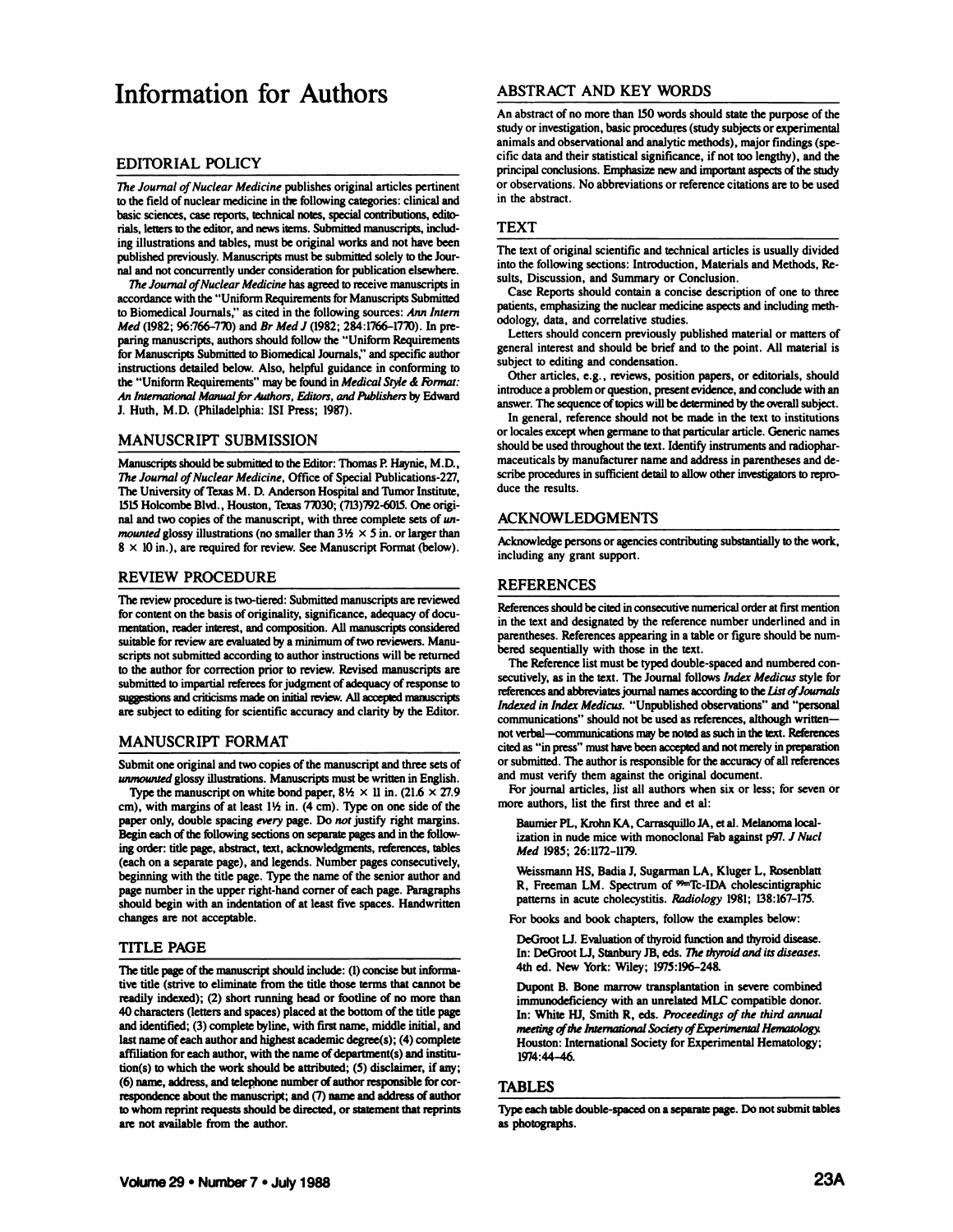# Information for Authors

## EDITORIAL POLICY

*The Journal of Nuclear Medicine* publishes original articles pertinent to the field of nuclear medicine in the following categories: clinical and basic sciences, case reports, technical notes, special contributions, editorials, letters to the editor, and news items. Submitted manuscripts, including illustrations and tables, must be original works and not have been published previously. Manuscripts must be submitted solely to the Journal and not concurrently under consideration for publication elsewhere.

*The Journal of Nuclear Medicine* has agreed to receive manuscripts in accordance with the "Uniform Requirements for Manuscripts Submitted to Biomedical Journals," as cited in the following sources: *Ann Intern Med* (1982; 96:766–770) and *Br Med J* (1982; 284:1766–1770). In preparing manuscripts, authors should follow the "Uniform Requirements for Manuscripts Submitted to Biomedical Journals," and specific author instructions detailed below. Also, helpful guidance in conforming to the "Uniform Requirements" may be found in *Medical Style & Format: An International Manual for Authors, Editors, and Publishers* by Edward J. Huth, M.D. (Philadelphia: ISI Press; 1987).

## MANUSCRIPT SUBMISSION

Manuscripts should be submitted to the Editor: Thomas P. Haynie, M.D., *The Journal of Nuclear Medicine*, Office of Special Publications-227, The University of Texas M. D. Anderson Hospital and Tumor Institute, 1515 Holcombe Blvd., Houston, Texas 77030; (713)792-6015. One original and two copies of the manuscript, with three complete sets of *unmounted* glossy illustrations (no smaller than 3½ × 5 in. or larger than 8 × 10 in.), are required for review. See Manuscript Format (below).

## REVIEW PROCEDURE

The review procedure is two-tiered: Submitted manuscripts are reviewed for content on the basis of originality, significance, adequacy of documentation, reader interest, and composition. All manuscripts considered suitable for review are evaluated by a minimum of two reviewers. Manuscripts not submitted according to author instructions will be returned to the author for correction prior to review. Revised manuscripts are submitted to impartial referees for judgment of adequacy of response to suggestions and criticisms made on initial review. All accepted manuscripts are subject to editing for scientific accuracy and clarity by the Editor.

## MANUSCRIPT FORMAT

Submit one original and two copies of the manuscript and three sets of *unmounted* glossy illustrations. Manuscripts must be written in English.

Type the manuscript on white bond paper, 8½ × 11 in. (21.6 × 27.9 cm), with margins of at least 1½ in. (4 cm). Type on one side of the paper only, double spacing *every* page. Do *not* justify right margins. Begin each of the following sections on separate pages and in the following order: title page, abstract, text, acknowledgments, references, tables (each on a separate page), and legends. Number pages consecutively, beginning with the title page. Type the name of the senior author and page number in the upper right-hand corner of each page. Paragraphs should begin with an indentation of at least five spaces. Handwritten changes are not acceptable.

## TITLE PAGE

The title page of the manuscript should include: (1) concise but informative title (strive to eliminate from the title those terms that cannot be readily indexed); (2) short running head or footline of no more than 40 characters (letters and spaces) placed at the bottom of the title page and identified; (3) complete byline, with first name, middle initial, and last name of each author and highest academic degree(s); (4) complete affiliation for each author, with the name of department(s) and institution(s) to which the work should be attributed; (5) disclaimer, if any; (6) name, address, and telephone number of author responsible for correspondence about the manuscript; and (7) name and address of author to whom reprint requests should be directed, or statement that reprints are not available from the author.

## ABSTRACT AND KEY WORDS

An abstract of no more than 150 words should state the purpose of the study or investigation, basic procedures (study subjects or experimental animals and observational and analytic methods), major findings (specific data and their statistical significance, if not too lengthy), and the principal conclusions. Emphasize new and important aspects of the study or observations. No abbreviations or reference citations are to be used in the abstract.

## TEXT

The text of original scientific and technical articles is usually divided into the following sections: Introduction, Materials and Methods, Results, Discussion, and Summary or Conclusion.

Case Reports should contain a concise description of one to three patients, emphasizing the nuclear medicine aspects and including methodology, data, and correlative studies.

Letters should concern previously published material or matters of general interest and should be brief and to the point. All material is subject to editing and condensation.

Other articles, e.g., reviews, position papers, or editorials, should introduce a problem or question, present evidence, and conclude with an answer. The sequence of topics will be determined by the overall subject.

In general, reference should not be made in the text to institutions or locales except when germane to that particular article. Generic names should be used throughout the text. Identify instruments and radiopharmaceuticals by manufacturer name and address in parentheses and describe procedures in sufficient detail to allow other investigators to reproduce the results.

## ACKNOWLEDGMENTS

Acknowledge persons or agencies contributing substantially to the work, including any grant support.

## REFERENCES

References should be cited in consecutive numerical order at first mention in the text and designated by the reference number underlined and in parentheses. References appearing in a table or figure should be numbered sequentially with those in the text.

The Reference list must be typed double-spaced and numbered consecutively, as in the text. The Journal follows *Index Medicus* style for references and abbreviates journal names according to the *List of Journals Indexed in Index Medicus*. "Unpublished observations" and "personal communications" should not be used as references, although written—not verbal—communications may be noted as such in the text. References cited as "in press" must have been accepted and not merely in preparation or submitted. The author is responsible for the accuracy of all references and must verify them against the original document.

For journal articles, list all authors when six or less; for seven or more authors, list the first three and et al:

> Baumier PL, Krohn KA, Carrasquillo JA, et al. Melanoma localization in nude mice with monoclonal Fab against p97. *J Nucl Med* 1985; 26:1172–1179.

> Weissmann HS, Badia J, Sugarman LA, Kluger L, Rosenblatt R, Freeman LM. Spectrum of $^{99m}$Tc-IDA cholescintigraphic patterns in acute cholecystitis. *Radiology* 1981; 138:167–175.

For books and book chapters, follow the examples below:

> DeGroot LJ. Evaluation of thyroid function and thyroid disease. In: DeGroot LJ, Stanbury JB, eds. *The thyroid and its diseases.* 4th ed. New York: Wiley; 1975:196–248.

> Dupont B. Bone marrow transplantation in severe combined immunodeficiency with an unrelated MLC compatible donor. In: White HJ, Smith R, eds. *Proceedings of the third annual meeting of the International Society of Experimental Hematology.* Houston: International Society for Experimental Hematology; 1974:44–46.

## TABLES

Type each table double-spaced on a separate page. Do not submit tables as photographs.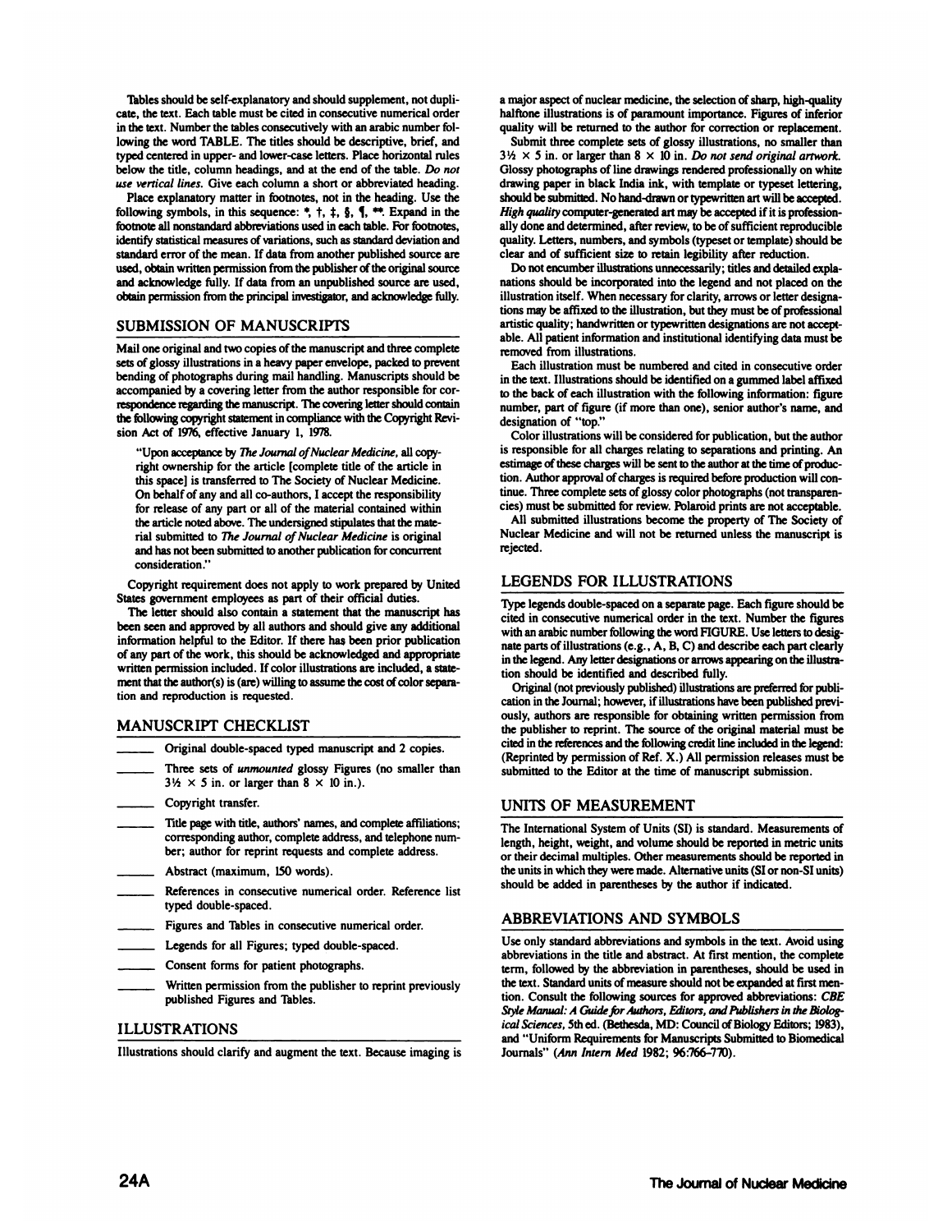Tables should be self-explanatory and should supplement, not duplicate, the text. Each table must be cited in consecutive numerical order in the text. Number the tables consecutively with an arabic number following the word TABLE. The titles should be descriptive, brief, and typed centered in upper- and lower-case letters. Place horizontal rules below the title, column headings, and at the end of the table. *Do not use vertical lines.* Give each column a short or abbreviated heading.

Place explanatory matter in footnotes, not in the heading. Use the following symbols, in this sequence: *, †, ‡, §, ¶, **. Expand in the footnote all nonstandard abbreviations used in each table. For footnotes, identify statistical measures of variations, such as standard deviation and standard error of the mean. If data from another published source are used, obtain written permission from the publisher of the original source and acknowledge fully. If data from an unpublished source are used, obtain permission from the principal investigator, and acknowledge fully.

## SUBMISSION OF MANUSCRIPTS

Mail one original and two copies of the manuscript and three complete sets of glossy illustrations in a heavy paper envelope, packed to prevent bending of photographs during mail handling. Manuscripts should be accompanied by a covering letter from the author responsible for correspondence regarding the manuscript. The covering letter should contain the following copyright statement in compliance with the Copyright Revision Act of 1976, effective January 1, 1978.

> "Upon acceptance by *The Journal of Nuclear Medicine,* all copyright ownership for the article [complete title of the article in this space] is transferred to The Society of Nuclear Medicine. On behalf of any and all co-authors, I accept the responsibility for release of any part or all of the material contained within the article noted above. The undersigned stipulates that the material submitted to *The Journal of Nuclear Medicine* is original and has not been submitted to another publication for concurrent consideration."

Copyright requirement does not apply to work prepared by United States government employees as part of their official duties.

The letter should also contain a statement that the manuscript has been seen and approved by all authors and should give any additional information helpful to the Editor. If there has been prior publication of any part of the work, this should be acknowledged and appropriate written permission included. If color illustrations are included, a statement that the author(s) is (are) willing to assume the cost of color separation and reproduction is requested.

## MANUSCRIPT CHECKLIST

- _____ Original double-spaced typed manuscript and 2 copies.
- _____ Three sets of *unmounted* glossy Figures (no smaller than 3½ × 5 in. or larger than 8 × 10 in.).
- _____ Copyright transfer.
- _____ Title page with title, authors' names, and complete affiliations; corresponding author, complete address, and telephone number; author for reprint requests and complete address.
- _____ Abstract (maximum, 150 words).
- _____ References in consecutive numerical order. Reference list typed double-spaced.
- _____ Figures and Tables in consecutive numerical order.
- _____ Legends for all Figures; typed double-spaced.
- _____ Consent forms for patient photographs.
- _____ Written permission from the publisher to reprint previously published Figures and Tables.

## ILLUSTRATIONS

Illustrations should clarify and augment the text. Because imaging is a major aspect of nuclear medicine, the selection of sharp, high-quality halftone illustrations is of paramount importance. Figures of inferior quality will be returned to the author for correction or replacement.

Submit three complete sets of glossy illustrations, no smaller than 3½ × 5 in. or larger than 8 × 10 in. *Do not send original artwork.* Glossy photographs of line drawings rendered professionally on white drawing paper in black India ink, with template or typeset lettering, should be submitted. No hand-drawn or typewritten art will be accepted. *High quality* computer-generated art may be accepted if it is professionally done and determined, after review, to be of sufficient reproducible quality. Letters, numbers, and symbols (typeset or template) should be clear and of sufficient size to retain legibility after reduction.

Do not encumber illustrations unnecessarily; titles and detailed explanations should be incorporated into the legend and not placed on the illustration itself. When necessary for clarity, arrows or letter designations may be affixed to the illustration, but they must be of professional artistic quality; handwritten or typewritten designations are not acceptable. All patient information and institutional identifying data must be removed from illustrations.

Each illustration must be numbered and cited in consecutive order in the text. Illustrations should be identified on a gummed label affixed to the back of each illustration with the following information: figure number, part of figure (if more than one), senior author's name, and designation of "top."

Color illustrations will be considered for publication, but the author is responsible for all charges relating to separations and printing. An estimate of these charges will be sent to the author at the time of production. Author approval of charges is required before production will continue. Three complete sets of glossy color photographs (not transparencies) must be submitted for review. Polaroid prints are not acceptable.

All submitted illustrations become the property of The Society of Nuclear Medicine and will not be returned unless the manuscript is rejected.

## LEGENDS FOR ILLUSTRATIONS

Type legends double-spaced on a separate page. Each figure should be cited in consecutive numerical order in the text. Number the figures with an arabic number following the word FIGURE. Use letters to designate parts of illustrations (e.g., A, B, C) and describe each part clearly in the legend. Any letter designations or arrows appearing on the illustration should be identified and described fully.

Original (not previously published) illustrations are preferred for publication in the Journal; however, if illustrations have been published previously, authors are responsible for obtaining written permission from the publisher to reprint. The source of the original material must be cited in the references and the following credit line included in the legend: (Reprinted by permission of Ref. X.) All permission releases must be submitted to the Editor at the time of manuscript submission.

## UNITS OF MEASUREMENT

The International System of Units (SI) is standard. Measurements of length, height, weight, and volume should be reported in metric units or their decimal multiples. Other measurements should be reported in the units in which they were made. Alternative units (SI or non-SI units) should be added in parentheses by the author if indicated.

## ABBREVIATIONS AND SYMBOLS

Use only standard abbreviations and symbols in the text. Avoid using abbreviations in the title and abstract. At first mention, the complete term, followed by the abbreviation in parentheses, should be used in the text. Standard units of measure should not be expanded at first mention. Consult the following sources for approved abbreviations: *CBE Style Manual: A Guide for Authors, Editors, and Publishers in the Biological Sciences,* 5th ed. (Bethesda, MD: Council of Biology Editors; 1983), and "Uniform Requirements for Manuscripts Submitted to Biomedical Journals" (*Ann Intern Med* 1982; 96:766–770).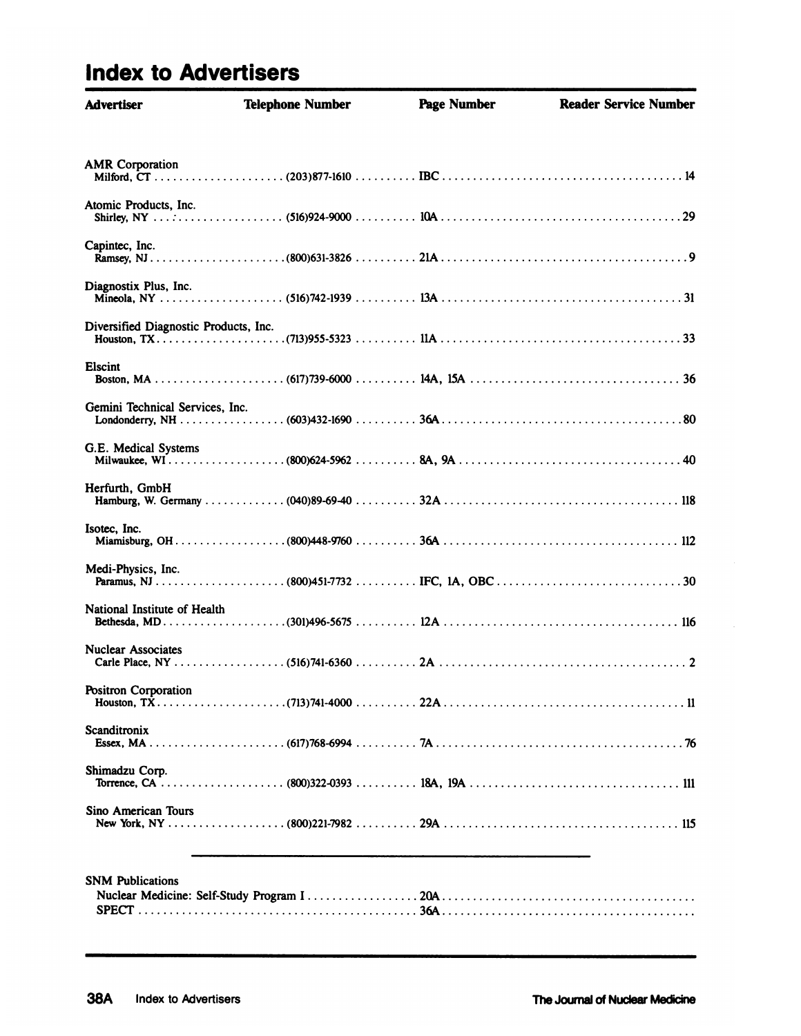# Index to Advertisers

| Advertiser | Telephone Number | Page Number | Reader Service Number |
|---|---|---|---|
| AMR Corporation<br>Milford, CT | (203)877-1610 | IBC | 14 |
| Atomic Products, Inc.<br>Shirley, NY | (516)924-9000 | 10A | 29 |
| Capintec, Inc.<br>Ramsey, NJ | (800)631-3826 | 21A | 9 |
| Diagnostix Plus, Inc.<br>Mineola, NY | (516)742-1939 | 13A | 31 |
| Diversified Diagnostic Products, Inc.<br>Houston, TX | (713)955-5323 | 11A | 33 |
| Elscint<br>Boston, MA | (617)739-6000 | 14A, 15A | 36 |
| Gemini Technical Services, Inc.<br>Londonderry, NH | (603)432-1690 | 36A | 80 |
| G.E. Medical Systems<br>Milwaukee, WI | (800)624-5962 | 8A, 9A | 40 |
| Herfurth, GmbH<br>Hamburg, W. Germany | (040)89-69-40 | 32A | 118 |
| Isotec, Inc.<br>Miamisburg, OH | (800)448-9760 | 36A | 112 |
| Medi-Physics, Inc.<br>Paramus, NJ | (800)451-7732 | IFC, 1A, OBC | 30 |
| National Institute of Health<br>Bethesda, MD | (301)496-5675 | 12A | 116 |
| Nuclear Associates<br>Carle Place, NY | (516)741-6360 | 2A | 2 |
| Positron Corporation<br>Houston, TX | (713)741-4000 | 22A | 11 |
| Scanditronix<br>Essex, MA | (617)768-6994 | 7A | 76 |
| Shimadzu Corp.<br>Torrence, CA | (800)322-0393 | 18A, 19A | 111 |
| Sino American Tours<br>New York, NY | (800)221-7982 | 29A | 115 |

SNM Publications

| | | | |
|---|---|---|---|
| Nuclear Medicine: Self-Study Program I | | 20A | |
| SPECT | | 36A | |